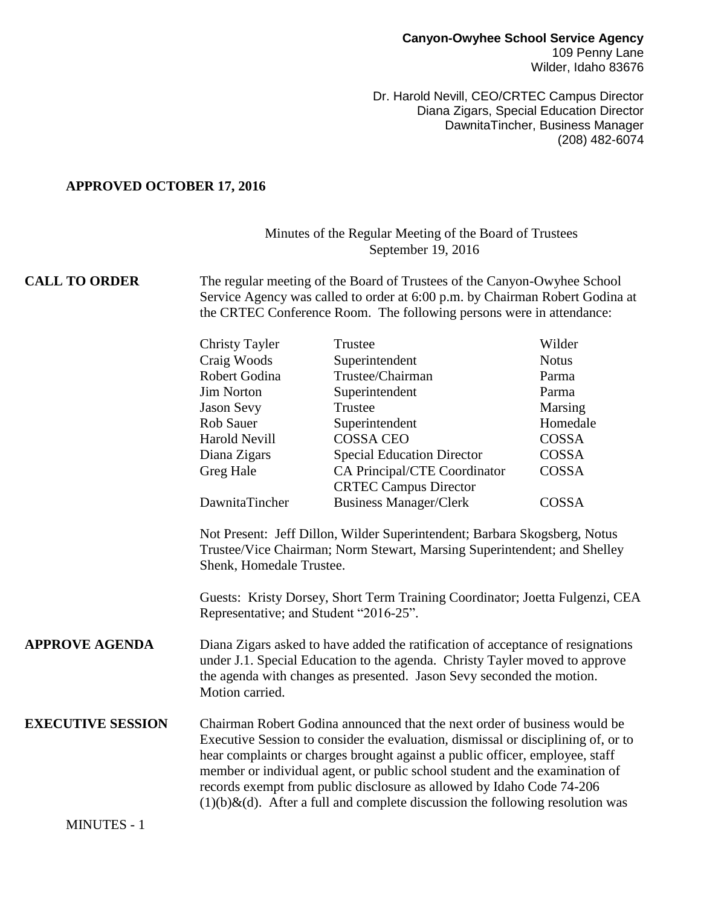**Canyon-Owyhee School Service Agency**
109 Penny Lane
Wilder, Idaho 83676

Dr. Harold Nevill, CEO/CRTEC Campus Director
Diana Zigars, Special Education Director
DawnitaTincher, Business Manager
(208) 482-6074

**APPROVED OCTOBER 17, 2016**

Minutes of the Regular Meeting of the Board of Trustees
September 19, 2016

**CALL TO ORDER**

The regular meeting of the Board of Trustees of the Canyon-Owyhee School Service Agency was called to order at 6:00 p.m. by Chairman Robert Godina at the CRTEC Conference Room. The following persons were in attendance:

| | | |
|---|---|---|
| Christy Tayler | Trustee | Wilder |
| Craig Woods | Superintendent | Notus |
| Robert Godina | Trustee/Chairman | Parma |
| Jim Norton | Superintendent | Parma |
| Jason Sevy | Trustee | Marsing |
| Rob Sauer | Superintendent | Homedale |
| Harold Nevill | COSSA CEO | COSSA |
| Diana Zigars | Special Education Director | COSSA |
| Greg Hale | CA Principal/CTE Coordinator CRTEC Campus Director | COSSA |
| DawnitaTincher | Business Manager/Clerk | COSSA |

Not Present: Jeff Dillon, Wilder Superintendent; Barbara Skogsberg, Notus Trustee/Vice Chairman; Norm Stewart, Marsing Superintendent; and Shelley Shenk, Homedale Trustee.

Guests: Kristy Dorsey, Short Term Training Coordinator; Joetta Fulgenzi, CEA Representative; and Student "2016-25".

**APPROVE AGENDA**

Diana Zigars asked to have added the ratification of acceptance of resignations under J.1. Special Education to the agenda. Christy Tayler moved to approve the agenda with changes as presented. Jason Sevy seconded the motion. Motion carried.

**EXECUTIVE SESSION**

Chairman Robert Godina announced that the next order of business would be Executive Session to consider the evaluation, dismissal or disciplining of, or to hear complaints or charges brought against a public officer, employee, staff member or individual agent, or public school student and the examination of records exempt from public disclosure as allowed by Idaho Code 74-206 (1)(b)&(d). After a full and complete discussion the following resolution was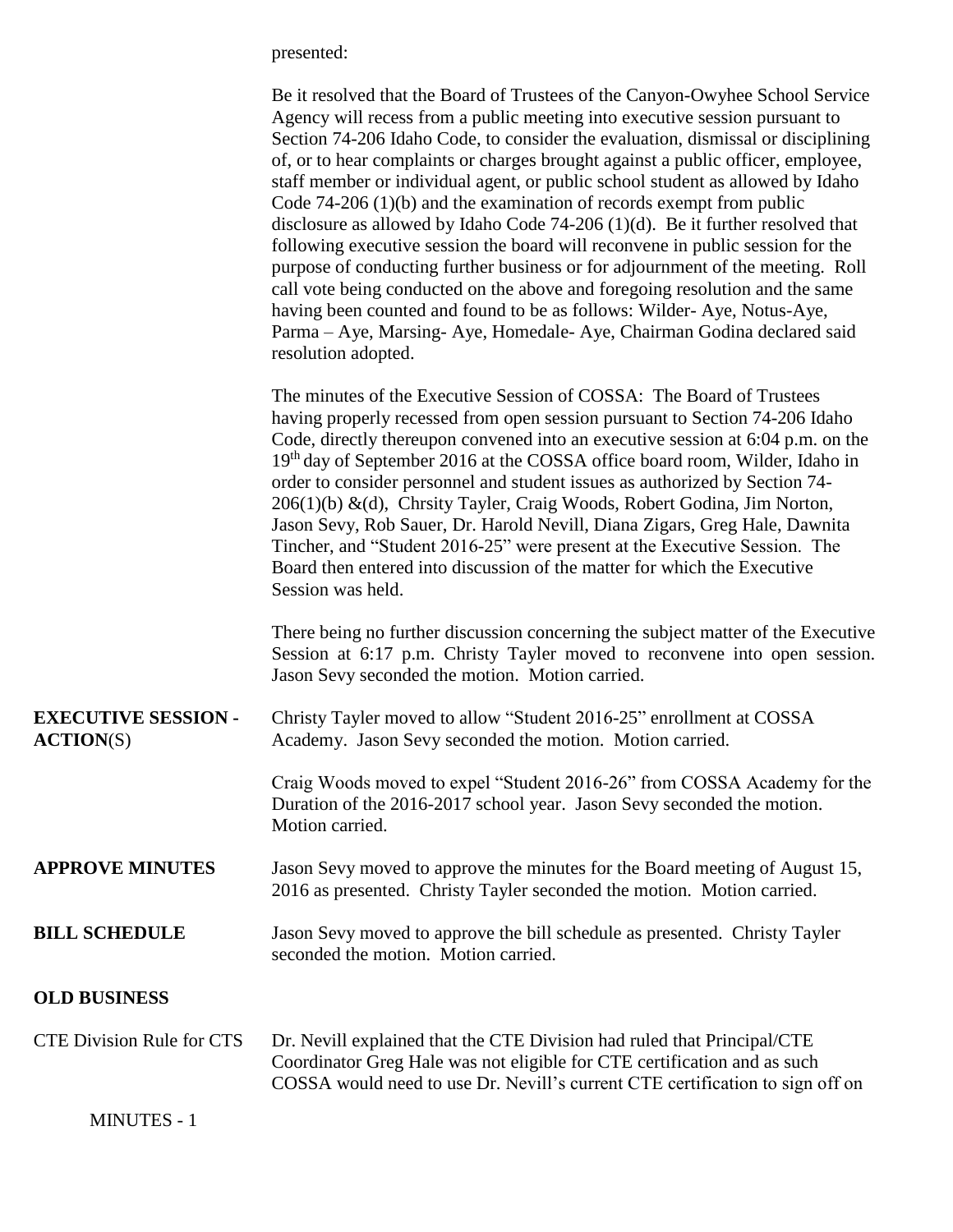presented:

Be it resolved that the Board of Trustees of the Canyon-Owyhee School Service Agency will recess from a public meeting into executive session pursuant to Section 74-206 Idaho Code, to consider the evaluation, dismissal or disciplining of, or to hear complaints or charges brought against a public officer, employee, staff member or individual agent, or public school student as allowed by Idaho Code 74-206 (1)(b) and the examination of records exempt from public disclosure as allowed by Idaho Code 74-206 (1)(d). Be it further resolved that following executive session the board will reconvene in public session for the purpose of conducting further business or for adjournment of the meeting. Roll call vote being conducted on the above and foregoing resolution and the same having been counted and found to be as follows: Wilder- Aye, Notus-Aye, Parma – Aye, Marsing- Aye, Homedale- Aye, Chairman Godina declared said resolution adopted.

The minutes of the Executive Session of COSSA: The Board of Trustees having properly recessed from open session pursuant to Section 74-206 Idaho Code, directly thereupon convened into an executive session at 6:04 p.m. on the 19th day of September 2016 at the COSSA office board room, Wilder, Idaho in order to consider personnel and student issues as authorized by Section 74-206(1)(b) &(d), Chrsity Tayler, Craig Woods, Robert Godina, Jim Norton, Jason Sevy, Rob Sauer, Dr. Harold Nevill, Diana Zigars, Greg Hale, Dawnita Tincher, and "Student 2016-25" were present at the Executive Session. The Board then entered into discussion of the matter for which the Executive Session was held.

There being no further discussion concerning the subject matter of the Executive Session at 6:17 p.m. Christy Tayler moved to reconvene into open session. Jason Sevy seconded the motion. Motion carried.

**EXECUTIVE SESSION - ACTION**(S)

Christy Tayler moved to allow "Student 2016-25" enrollment at COSSA Academy. Jason Sevy seconded the motion. Motion carried.

Craig Woods moved to expel "Student 2016-26" from COSSA Academy for the Duration of the 2016-2017 school year. Jason Sevy seconded the motion. Motion carried.

**APPROVE MINUTES**

Jason Sevy moved to approve the minutes for the Board meeting of August 15, 2016 as presented. Christy Tayler seconded the motion. Motion carried.

**BILL SCHEDULE**

Jason Sevy moved to approve the bill schedule as presented. Christy Tayler seconded the motion. Motion carried.

**OLD BUSINESS**

CTE Division Rule for CTS

Dr. Nevill explained that the CTE Division had ruled that Principal/CTE Coordinator Greg Hale was not eligible for CTE certification and as such COSSA would need to use Dr. Nevill's current CTE certification to sign off on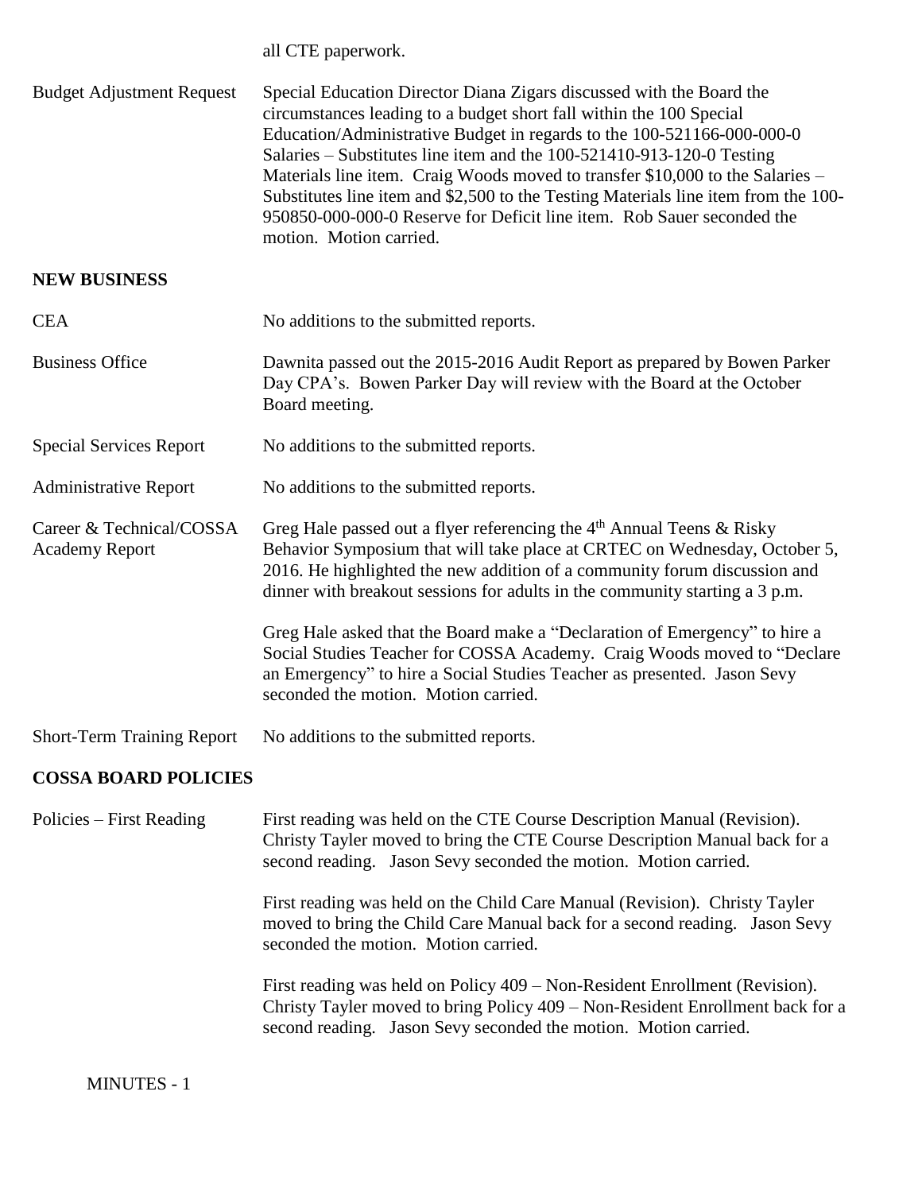all CTE paperwork.

Budget Adjustment Request — Special Education Director Diana Zigars discussed with the Board the circumstances leading to a budget short fall within the 100 Special Education/Administrative Budget in regards to the 100-521166-000-000-0 Salaries – Substitutes line item and the 100-521410-913-120-0 Testing Materials line item. Craig Woods moved to transfer $10,000 to the Salaries – Substitutes line item and $2,500 to the Testing Materials line item from the 100-950850-000-000-0 Reserve for Deficit line item. Rob Sauer seconded the motion. Motion carried.

**NEW BUSINESS**

CEA — No additions to the submitted reports.

Business Office — Dawnita passed out the 2015-2016 Audit Report as prepared by Bowen Parker Day CPA's. Bowen Parker Day will review with the Board at the October Board meeting.

Special Services Report — No additions to the submitted reports.

Administrative Report — No additions to the submitted reports.

Career & Technical/COSSA Academy Report — Greg Hale passed out a flyer referencing the 4th Annual Teens & Risky Behavior Symposium that will take place at CRTEC on Wednesday, October 5, 2016. He highlighted the new addition of a community forum discussion and dinner with breakout sessions for adults in the community starting a 3 p.m.

Greg Hale asked that the Board make a "Declaration of Emergency" to hire a Social Studies Teacher for COSSA Academy. Craig Woods moved to "Declare an Emergency" to hire a Social Studies Teacher as presented. Jason Sevy seconded the motion. Motion carried.

Short-Term Training Report — No additions to the submitted reports.

**COSSA BOARD POLICIES**

Policies – First Reading — First reading was held on the CTE Course Description Manual (Revision). Christy Tayler moved to bring the CTE Course Description Manual back for a second reading. Jason Sevy seconded the motion. Motion carried.

First reading was held on the Child Care Manual (Revision). Christy Tayler moved to bring the Child Care Manual back for a second reading. Jason Sevy seconded the motion. Motion carried.

First reading was held on Policy 409 – Non-Resident Enrollment (Revision). Christy Tayler moved to bring Policy 409 – Non-Resident Enrollment back for a second reading. Jason Sevy seconded the motion. Motion carried.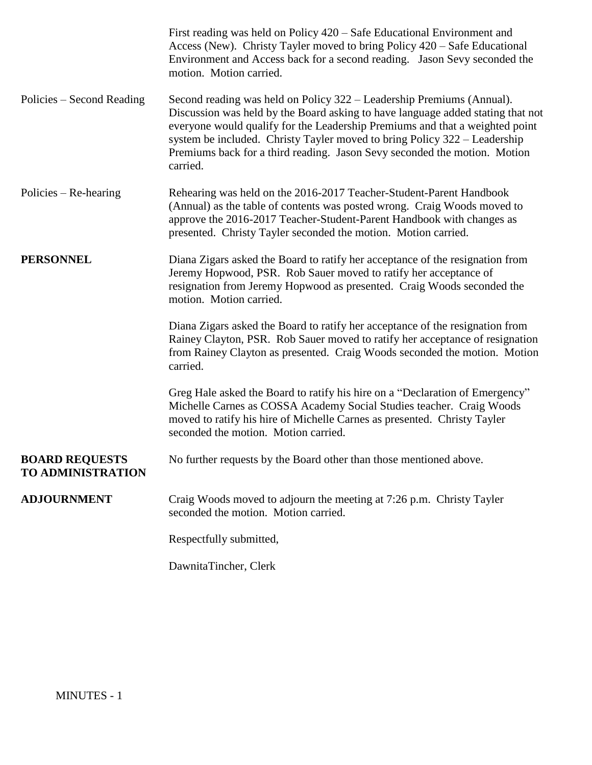First reading was held on Policy 420 – Safe Educational Environment and Access (New). Christy Tayler moved to bring Policy 420 – Safe Educational Environment and Access back for a second reading. Jason Sevy seconded the motion. Motion carried.

Policies – Second Reading

Second reading was held on Policy 322 – Leadership Premiums (Annual). Discussion was held by the Board asking to have language added stating that not everyone would qualify for the Leadership Premiums and that a weighted point system be included. Christy Tayler moved to bring Policy 322 – Leadership Premiums back for a third reading. Jason Sevy seconded the motion. Motion carried.

Policies – Re-hearing

Rehearing was held on the 2016-2017 Teacher-Student-Parent Handbook (Annual) as the table of contents was posted wrong. Craig Woods moved to approve the 2016-2017 Teacher-Student-Parent Handbook with changes as presented. Christy Tayler seconded the motion. Motion carried.

**PERSONNEL**

Diana Zigars asked the Board to ratify her acceptance of the resignation from Jeremy Hopwood, PSR. Rob Sauer moved to ratify her acceptance of resignation from Jeremy Hopwood as presented. Craig Woods seconded the motion. Motion carried.

Diana Zigars asked the Board to ratify her acceptance of the resignation from Rainey Clayton, PSR. Rob Sauer moved to ratify her acceptance of resignation from Rainey Clayton as presented. Craig Woods seconded the motion. Motion carried.

Greg Hale asked the Board to ratify his hire on a "Declaration of Emergency" Michelle Carnes as COSSA Academy Social Studies teacher. Craig Woods moved to ratify his hire of Michelle Carnes as presented. Christy Tayler seconded the motion. Motion carried.

**BOARD REQUESTS TO ADMINISTRATION**

No further requests by the Board other than those mentioned above.

**ADJOURNMENT**

Craig Woods moved to adjourn the meeting at 7:26 p.m. Christy Tayler seconded the motion. Motion carried.

Respectfully submitted,

DawnitaTincher, Clerk

MINUTES - 1